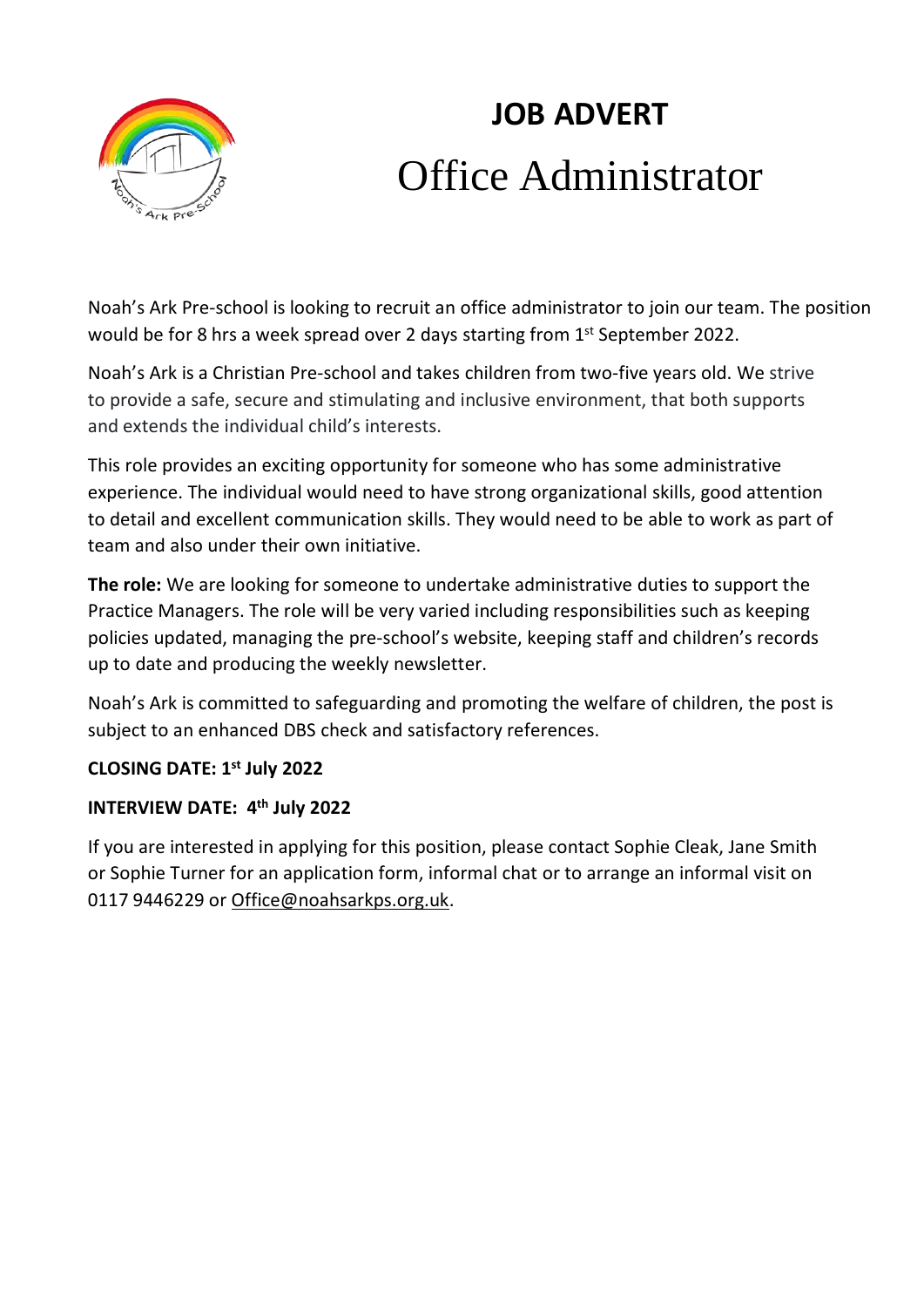# JOB ADVERT

## Office Administrator

Noah's Ark Pre-school is looking to recruit an office administrator to join our team. The position would be for 8 hrs a week spread over 2 days starting from 1st September 2022.

Noah's Ark is a Christian Pre-school and takes children from two-five years old. We strive to provide a safe, secure and stimulating and inclusive environment, that both supports and extends the individual child's interests.

This role provides an exciting opportunity for someone who has some administrative experience. The individual would need to have strong organizational skills, good attention to detail and excellent communication skills. They would need to be able to work as part of team and also under their own initiative.

**The role:** We are looking for someone to undertake administrative duties to support the Practice Managers. The role will be very varied including responsibilities such as keeping policies updated, managing the pre-school's website, keeping staff and children's records up to date and producing the weekly newsletter.

Noah's Ark is committed to safeguarding and promoting the welfare of children, the post is subject to an enhanced DBS check and satisfactory references.

**CLOSING DATE: 1st July 2022**

**INTERVIEW DATE: 4th July 2022**

If you are interested in applying for this position, please contact Sophie Cleak, Jane Smith or Sophie Turner for an application form, informal chat or to arrange an informal visit on 0117 9446229 or Office@noahsarkps.org.uk.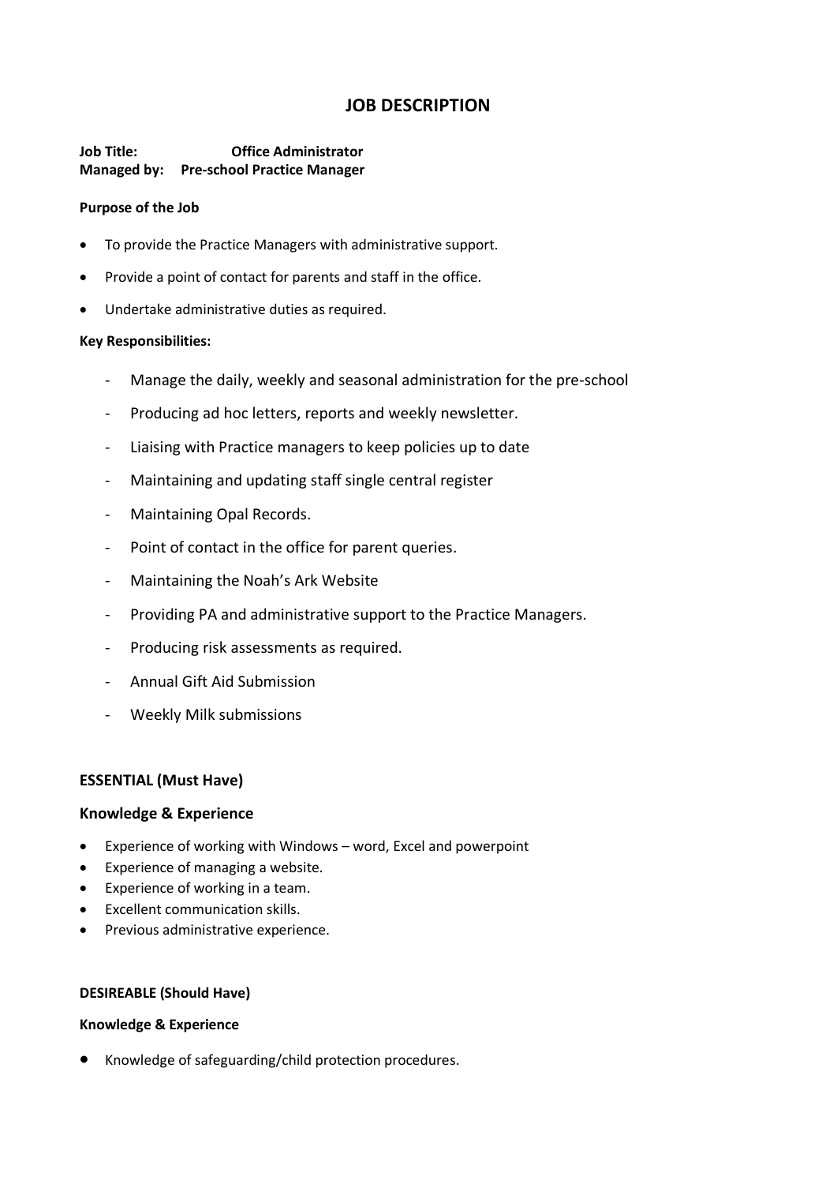# JOB DESCRIPTION

**Job Title:** **Office Administrator**
**Managed by:** **Pre-school Practice Manager**

**Purpose of the Job**

- To provide the Practice Managers with administrative support.
- Provide a point of contact for parents and staff in the office.
- Undertake administrative duties as required.

**Key Responsibilities:**

- Manage the daily, weekly and seasonal administration for the pre-school
- Producing ad hoc letters, reports and weekly newsletter.
- Liaising with Practice managers to keep policies up to date
- Maintaining and updating staff single central register
- Maintaining Opal Records.
- Point of contact in the office for parent queries.
- Maintaining the Noah's Ark Website
- Providing PA and administrative support to the Practice Managers.
- Producing risk assessments as required.
- Annual Gift Aid Submission
- Weekly Milk submissions

## ESSENTIAL (Must Have)

### Knowledge & Experience

- Experience of working with Windows – word, Excel and powerpoint
- Experience of managing a website.
- Experience of working in a team.
- Excellent communication skills.
- Previous administrative experience.

**DESIREABLE (Should Have)**

**Knowledge & Experience**

- Knowledge of safeguarding/child protection procedures.